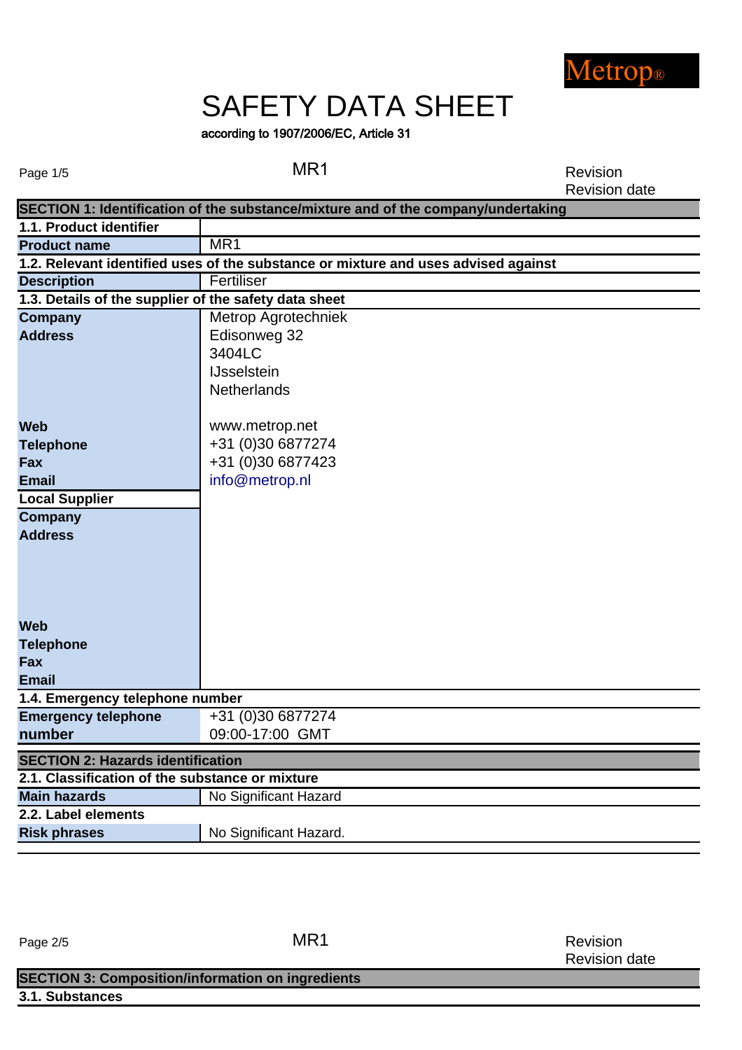Metrop®

# SAFETY DATA SHEET

according to 1907/2006/EC, Article 31

MR1

Revision
Revision date

## SECTION 1: Identification of the substance/mixture and of the company/undertaking

| 1.1. Product identifier | |
|---|---|
| **Product name** | MR1 |
| **1.2. Relevant identified uses of the substance or mixture and uses advised against** | |
| **Description** | Fertiliser |
| **1.3. Details of the supplier of the safety data sheet** | |
| **Company** | Metrop Agrotechniek |
| **Address** | Edisonweg 32<br>3404LC<br>IJsselstein<br>Netherlands |
| **Web** | www.metrop.net |
| **Telephone** | +31 (0)30 6877274 |
| **Fax** | +31 (0)30 6877423 |
| **Email** | info@metrop.nl |
| **Local Supplier** | |
| **Company** | |
| **Address** | |
| **Web** | |
| **Telephone** | |
| **Fax** | |
| **Email** | |
| **1.4. Emergency telephone number** | |
| **Emergency telephone number** | +31 (0)30 6877274<br>09:00-17:00 GMT |

## SECTION 2: Hazards identification

| 2.1. Classification of the substance or mixture | |
|---|---|
| **Main hazards** | No Significant Hazard |
| **2.2. Label elements** | |
| **Risk phrases** | No Significant Hazard. |

MR1

Revision
Revision date

## SECTION 3: Composition/information on ingredients

**3.1. Substances**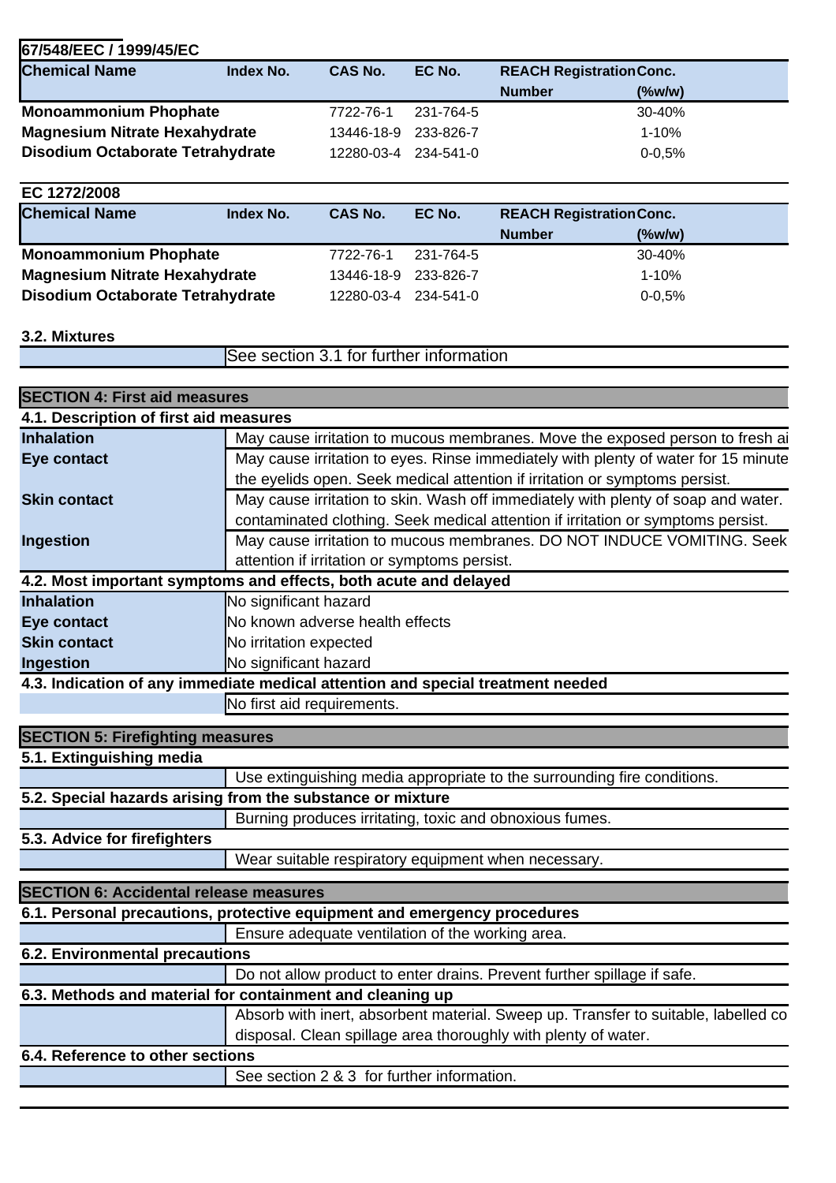**67/548/EEC / 1999/45/EC**

| Chemical Name | Index No. | CAS No. | EC No. | REACH Registration Number | Conc. (%w/w) |
|---|---|---|---|---|---|
| **Monoammonium Phophate** | | 7722-76-1 | 231-764-5 | | 30-40% |
| **Magnesium Nitrate Hexahydrate** | | 13446-18-9 | 233-826-7 | | 1-10% |
| **Disodium Octaborate Tetrahydrate** | | 12280-03-4 | 234-541-0 | | 0-0,5% |

**EC 1272/2008**

| Chemical Name | Index No. | CAS No. | EC No. | REACH Registration Number | Conc. (%w/w) |
|---|---|---|---|---|---|
| **Monoammonium Phophate** | | 7722-76-1 | 231-764-5 | | 30-40% |
| **Magnesium Nitrate Hexahydrate** | | 13446-18-9 | 233-826-7 | | 1-10% |
| **Disodium Octaborate Tetrahydrate** | | 12280-03-4 | 234-541-0 | | 0-0,5% |

**3.2. Mixtures**

See section 3.1 for further information

## SECTION 4: First aid measures

**4.1. Description of first aid measures**

| | |
|---|---|
| **Inhalation** | May cause irritation to mucous membranes. Move the exposed person to fresh ai |
| **Eye contact** | May cause irritation to eyes. Rinse immediately with plenty of water for 15 minute the eyelids open. Seek medical attention if irritation or symptoms persist. |
| **Skin contact** | May cause irritation to skin. Wash off immediately with plenty of soap and water. contaminated clothing. Seek medical attention if irritation or symptoms persist. |
| **Ingestion** | May cause irritation to mucous membranes. DO NOT INDUCE VOMITING. Seek attention if irritation or symptoms persist. |

**4.2. Most important symptoms and effects, both acute and delayed**

| | |
|---|---|
| **Inhalation** | No significant hazard |
| **Eye contact** | No known adverse health effects |
| **Skin contact** | No irritation expected |
| **Ingestion** | No significant hazard |

**4.3. Indication of any immediate medical attention and special treatment needed**

No first aid requirements.

## SECTION 5: Firefighting measures

**5.1. Extinguishing media**

Use extinguishing media appropriate to the surrounding fire conditions.

**5.2. Special hazards arising from the substance or mixture**

Burning produces irritating, toxic and obnoxious fumes.

**5.3. Advice for firefighters**

Wear suitable respiratory equipment when necessary.

## SECTION 6: Accidental release measures

**6.1. Personal precautions, protective equipment and emergency procedures**

Ensure adequate ventilation of the working area.

**6.2. Environmental precautions**

Do not allow product to enter drains. Prevent further spillage if safe.

**6.3. Methods and material for containment and cleaning up**

Absorb with inert, absorbent material. Sweep up. Transfer to suitable, labelled co disposal. Clean spillage area thoroughly with plenty of water.

**6.4. Reference to other sections**

See section 2 & 3 for further information.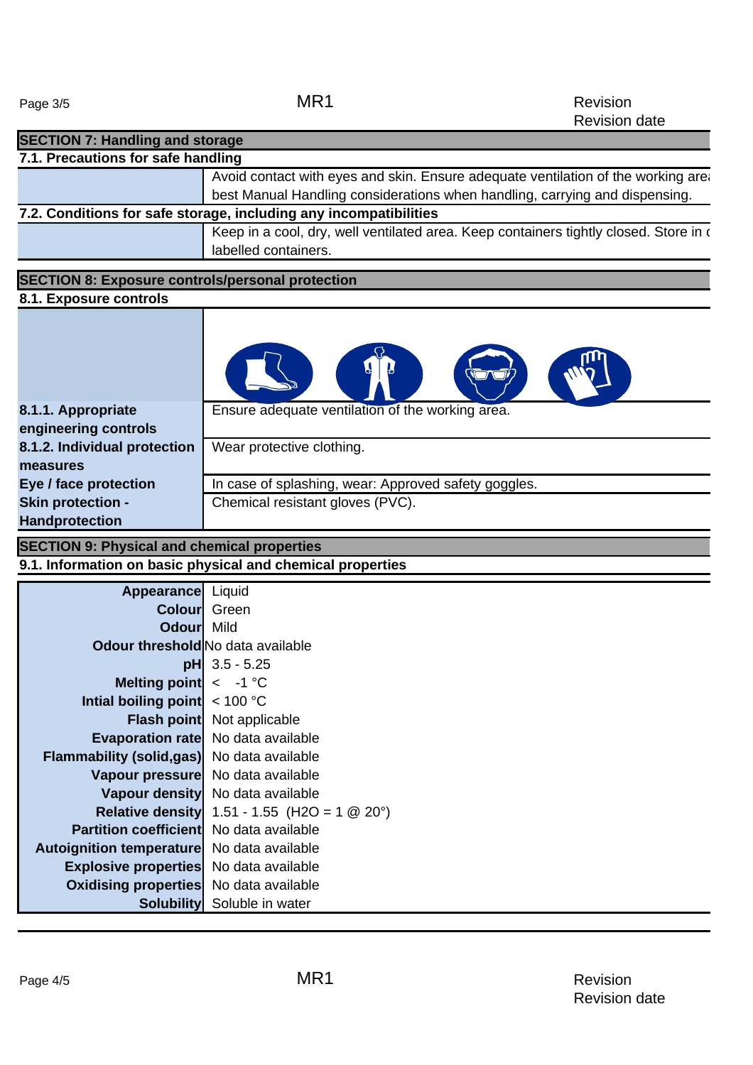## SECTION 7: Handling and storage

### 7.1. Precautions for safe handling

| | |
|---|---|
| | Avoid contact with eyes and skin. Ensure adequate ventilation of the working area best Manual Handling considerations when handling, carrying and dispensing. |

### 7.2. Conditions for safe storage, including any incompatibilities

| | |
|---|---|
| | Keep in a cool, dry, well ventilated area. Keep containers tightly closed. Store in c labelled containers. |

## SECTION 8: Exposure controls/personal protection

### 8.1. Exposure controls

| | |
|---|---|
| **8.1.1. Appropriate engineering controls** | Ensure adequate ventilation of the working area. |
| **8.1.2. Individual protection measures** | Wear protective clothing. |
| **Eye / face protection** | In case of splashing, wear: Approved safety goggles. |
| **Skin protection - Handprotection** | Chemical resistant gloves (PVC). |

## SECTION 9: Physical and chemical properties

### 9.1. Information on basic physical and chemical properties

| Property | Value |
|---|---|
| **Appearance** | Liquid |
| **Colour** | Green |
| **Odour** | Mild |
| **Odour threshold** | No data available |
| **pH** | 3.5 - 5.25 |
| **Melting point** | < -1 °C |
| **Intial boiling point** | < 100 °C |
| **Flash point** | Not applicable |
| **Evaporation rate** | No data available |
| **Flammability (solid,gas)** | No data available |
| **Vapour pressure** | No data available |
| **Vapour density** | No data available |
| **Relative density** | 1.51 - 1.55 ($H_2O$ = 1 @ 20°) |
| **Partition coefficient** | No data available |
| **Autoignition temperature** | No data available |
| **Explosive properties** | No data available |
| **Oxidising properties** | No data available |
| **Solubility** | Soluble in water |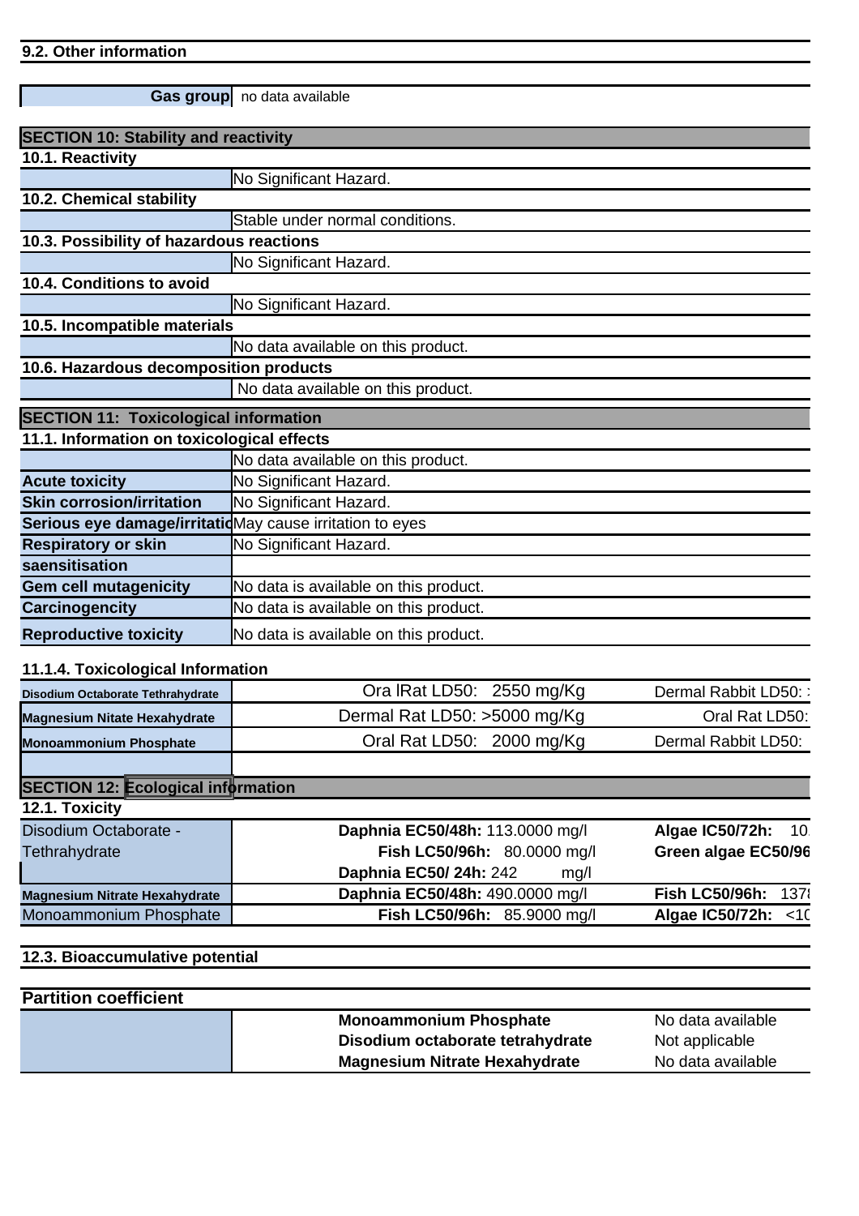### 9.2. Other information

| Gas group | no data available |
|---|---|

## SECTION 10: Stability and reactivity

### 10.1. Reactivity

| | No Significant Hazard. |
|---|---|

### 10.2. Chemical stability

| | Stable under normal conditions. |
|---|---|

### 10.3. Possibility of hazardous reactions

| | No Significant Hazard. |
|---|---|

### 10.4. Conditions to avoid

| | No Significant Hazard. |
|---|---|

### 10.5. Incompatible materials

| | No data available on this product. |
|---|---|

### 10.6. Hazardous decomposition products

| | No data available on this product. |
|---|---|

## SECTION 11: Toxicological information

### 11.1. Information on toxicological effects

| | No data available on this product. |
|---|---|
| **Acute toxicity** | No Significant Hazard. |
| **Skin corrosion/irritation** | No Significant Hazard. |
| **Serious eye damage/irritatio** | May cause irritation to eyes |
| **Respiratory or skin saensitisation** | No Significant Hazard. |
| **Gem cell mutagenicity** | No data is available on this product. |
| **Carcinogencity** | No data is available on this product. |
| **Reproductive toxicity** | No data is available on this product. |

### 11.1.4. Toxicological Information

| | | |
|---|---|---|
| **Disodium Octaborate Tethrahydrate** | Ora lRat LD50: 2550 mg/Kg | Dermal Rabbit LD50: : |
| **Magnesium Nitate Hexahydrate** | Dermal Rat LD50: >5000 mg/Kg | Oral Rat LD50: |
| **Monoammonium Phosphate** | Oral Rat LD50: 2000 mg/Kg | Dermal Rabbit LD50: |

## SECTION 12: Ecological information

### 12.1. Toxicity

| | | |
|---|---|---|
| Disodium Octaborate - Tethrahydrate | **Daphnia EC50/48h:** 113.0000 mg/l<br>**Fish LC50/96h:** 80.0000 mg/l<br>**Daphnia EC50/ 24h:** 242 mg/l | **Algae IC50/72h:** 10.<br>**Green algae EC50/96** |
| **Magnesium Nitrate Hexahydrate** | **Daphnia EC50/48h:** 490.0000 mg/l | **Fish LC50/96h:** 1378 |
| Monoammonium Phosphate | **Fish LC50/96h:** 85.9000 mg/l | **Algae IC50/72h:** <10 |

### 12.3. Bioaccumulative potential

**Partition coefficient**

| | | |
|---|---|---|
| | **Monoammonium Phosphate** | No data available |
| | **Disodium octaborate tetrahydrate** | Not applicable |
| | **Magnesium Nitrate Hexahydrate** | No data available |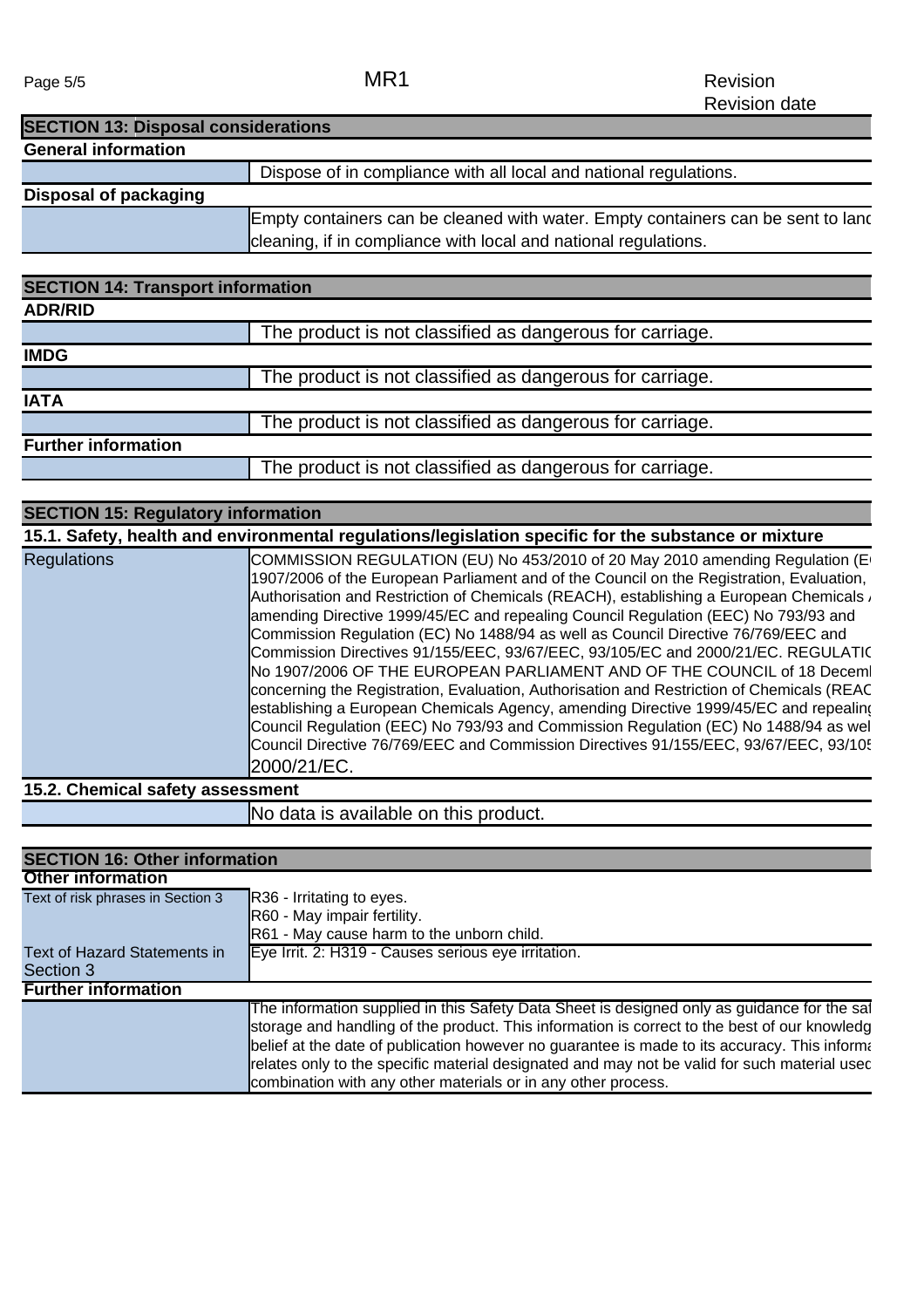## SECTION 13: Disposal considerations

**General information**

| | |
|---|---|
| | Dispose of in compliance with all local and national regulations. |

**Disposal of packaging**

| | |
|---|---|
| | Empty containers can be cleaned with water. Empty containers can be sent to land cleaning, if in compliance with local and national regulations. |

## SECTION 14: Transport information

**ADR/RID**

| | |
|---|---|
| | The product is not classified as dangerous for carriage. |

**IMDG**

| | |
|---|---|
| | The product is not classified as dangerous for carriage. |

**IATA**

| | |
|---|---|
| | The product is not classified as dangerous for carriage. |

**Further information**

| | |
|---|---|
| | The product is not classified as dangerous for carriage. |

## SECTION 15: Regulatory information

**15.1. Safety, health and environmental regulations/legislation specific for the substance or mixture**

| | |
|---|---|
| Regulations | COMMISSION REGULATION (EU) No 453/2010 of 20 May 2010 amending Regulation (E 1907/2006 of the European Parliament and of the Council on the Registration, Evaluation, Authorisation and Restriction of Chemicals (REACH), establishing a European Chemicals amending Directive 1999/45/EC and repealing Council Regulation (EEC) No 793/93 and Commission Regulation (EC) No 1488/94 as well as Council Directive 76/769/EEC and Commission Directives 91/155/EEC, 93/67/EEC, 93/105/EC and 2000/21/EC. REGULATIC No 1907/2006 OF THE EUROPEAN PARLIAMENT AND OF THE COUNCIL of 18 Deceml concerning the Registration, Evaluation, Authorisation and Restriction of Chemicals (REAC establishing a European Chemicals Agency, amending Directive 1999/45/EC and repealing Council Regulation (EEC) No 793/93 and Commission Regulation (EC) No 1488/94 as wel Council Directive 76/769/EEC and Commission Directives 91/155/EEC, 93/67/EEC, 93/105 2000/21/EC. |

**15.2. Chemical safety assessment**

| | |
|---|---|
| | No data is available on this product. |

## SECTION 16: Other information

**Other information**

| | |
|---|---|
| Text of risk phrases in Section 3 | R36 - Irritating to eyes.<br>R60 - May impair fertility.<br>R61 - May cause harm to the unborn child. |
| Text of Hazard Statements in Section 3 | Eye Irrit. 2: H319 - Causes serious eye irritation. |

**Further information**

| | |
|---|---|
| | The information supplied in this Safety Data Sheet is designed only as guidance for the saf storage and handling of the product. This information is correct to the best of our knowledg belief at the date of publication however no guarantee is made to its accuracy. This informa relates only to the specific material designated and may not be valid for such material used combination with any other materials or in any other process. |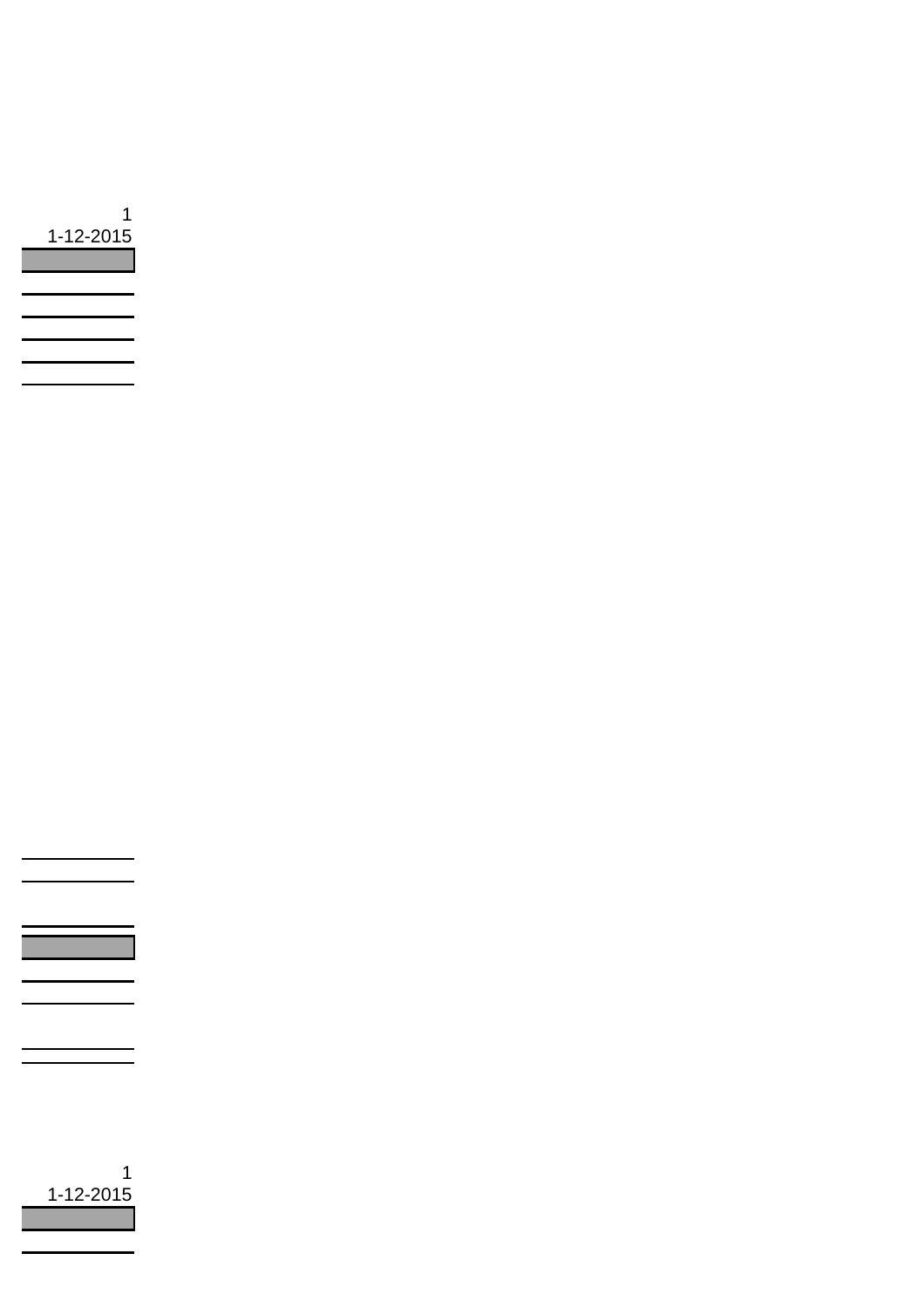1

1-12-2015

1

1-12-2015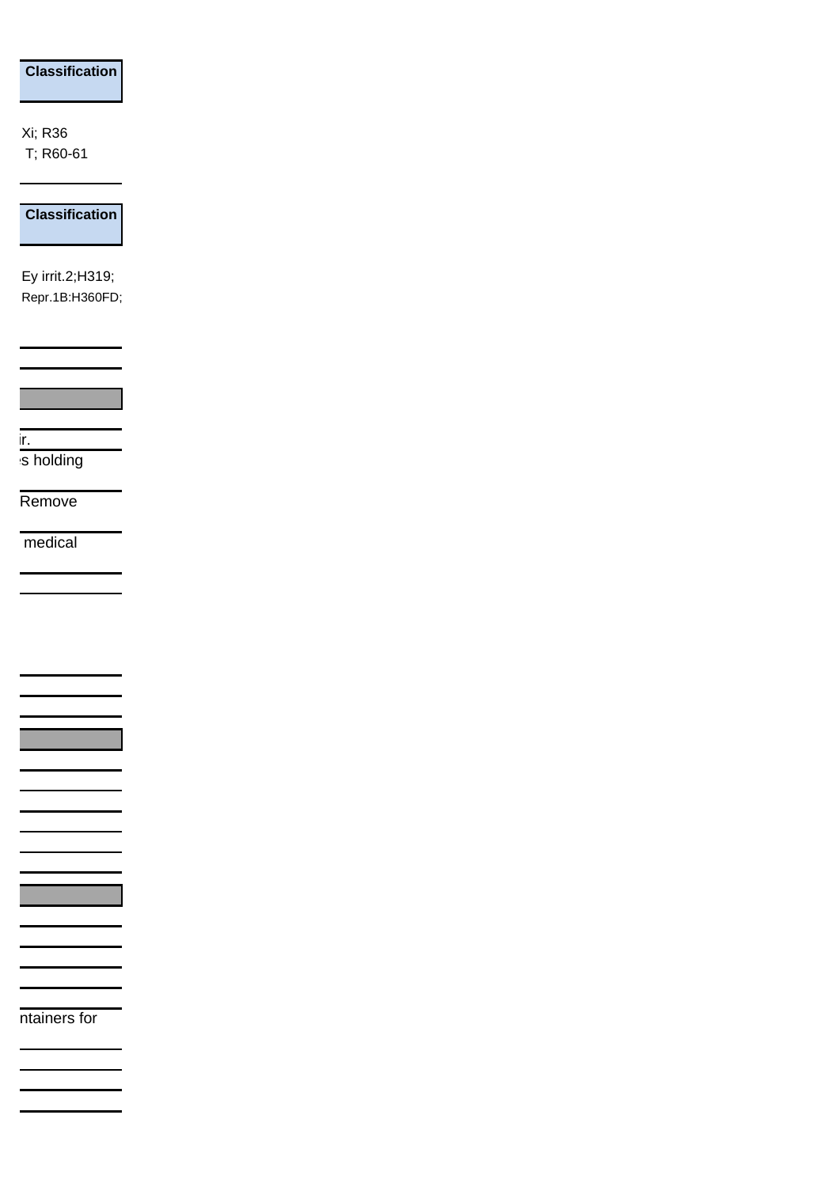**Classification**

Xi; R36
T; R60-61

**Classification**

Ey irrit.2;H319;
Repr.1B:H360FD;

ir.

s holding

Remove

medical

ntainers for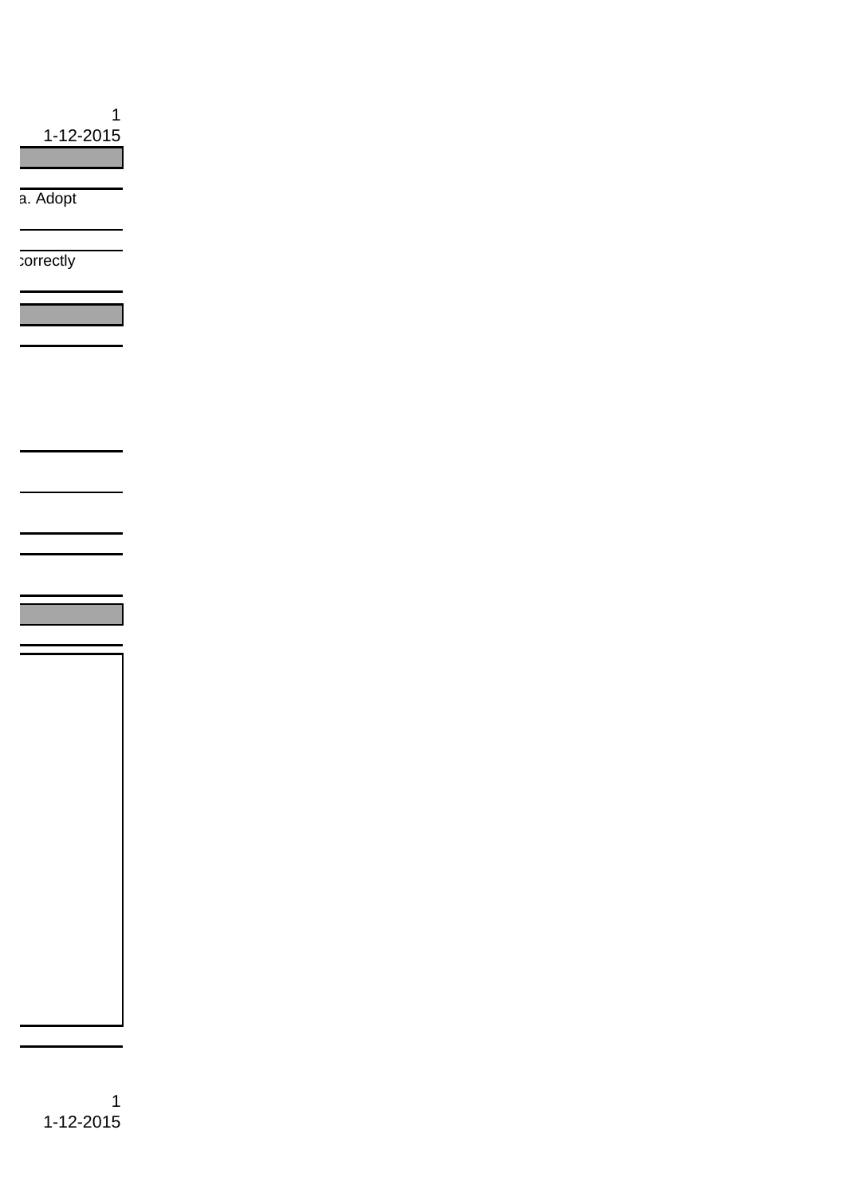1
1-12-2015

a. Adopt

correctly

1
1-12-2015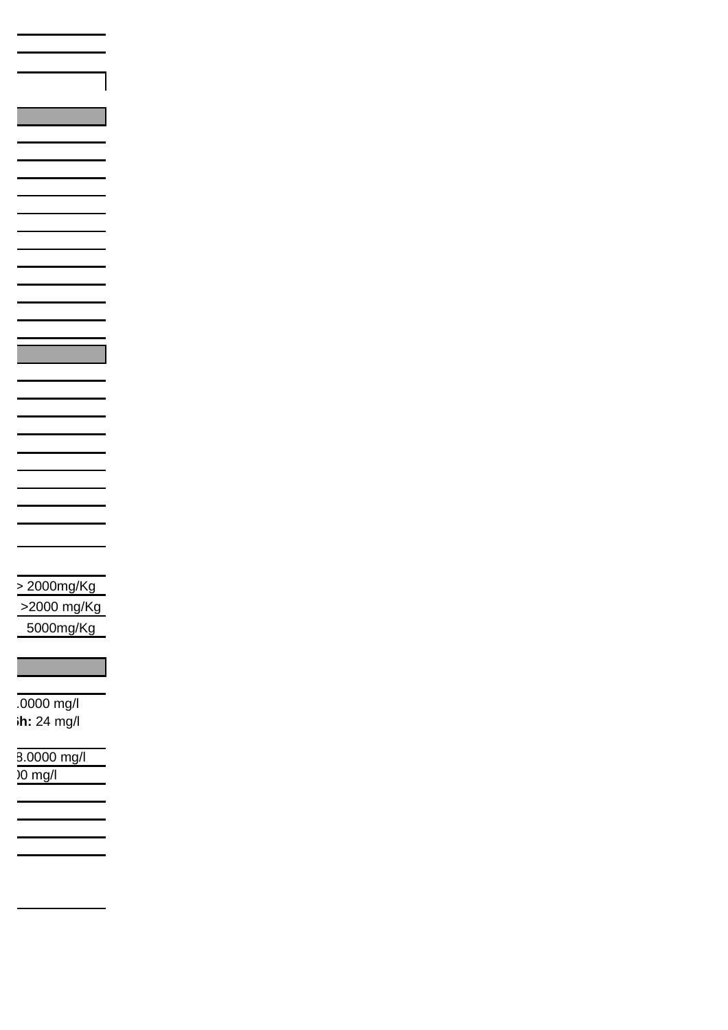> 2000mg/Kg

>2000 mg/Kg

5000mg/Kg

.0000 mg/l

**h:** 24 mg/l

3.0000 mg/l

)0 mg/l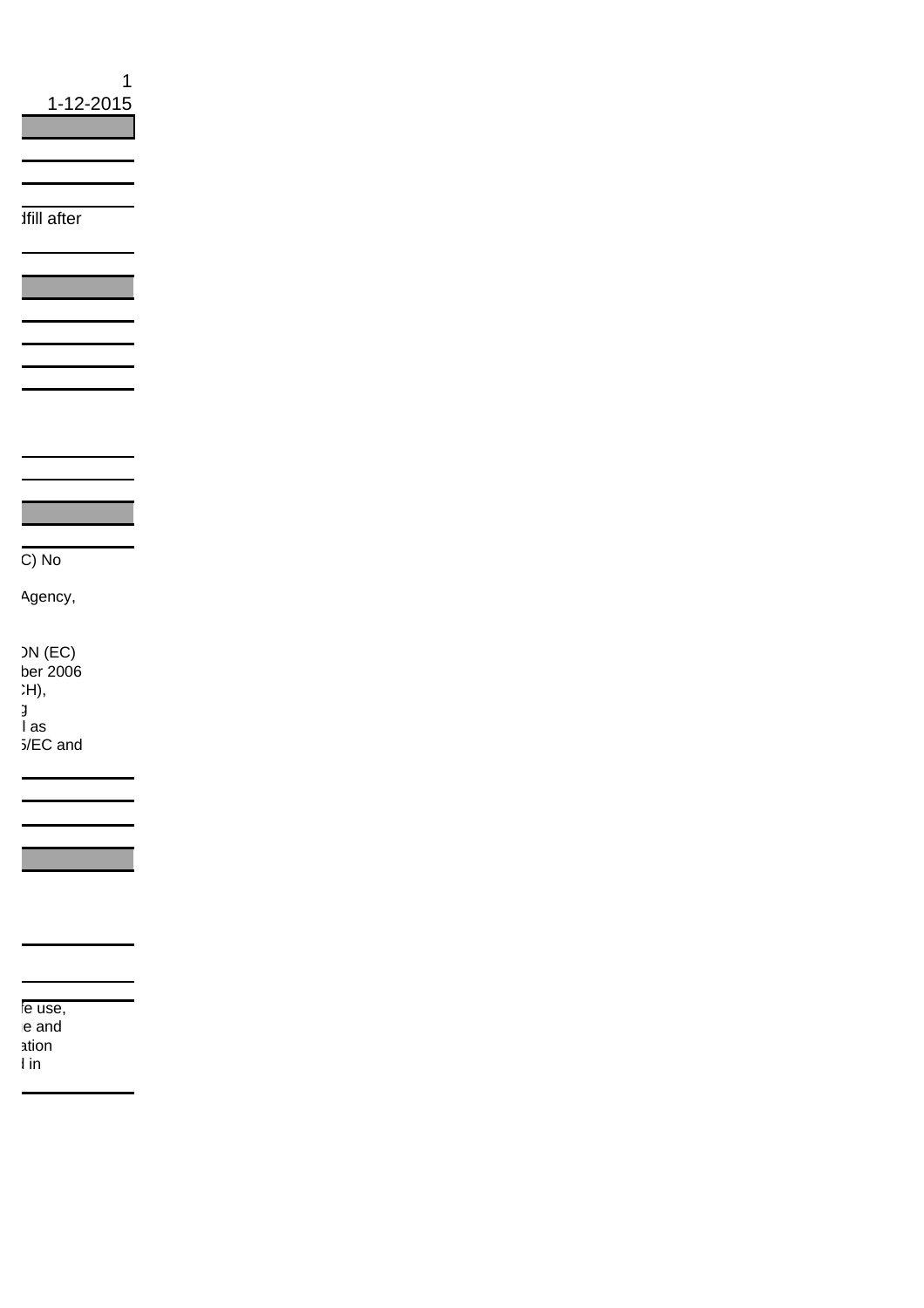1

1-12-2015

dfill after

C) No

Agency,

ON (EC)
ber 2006
CH),
g
l as
5/EC and

fe use,
e and
ation
d in